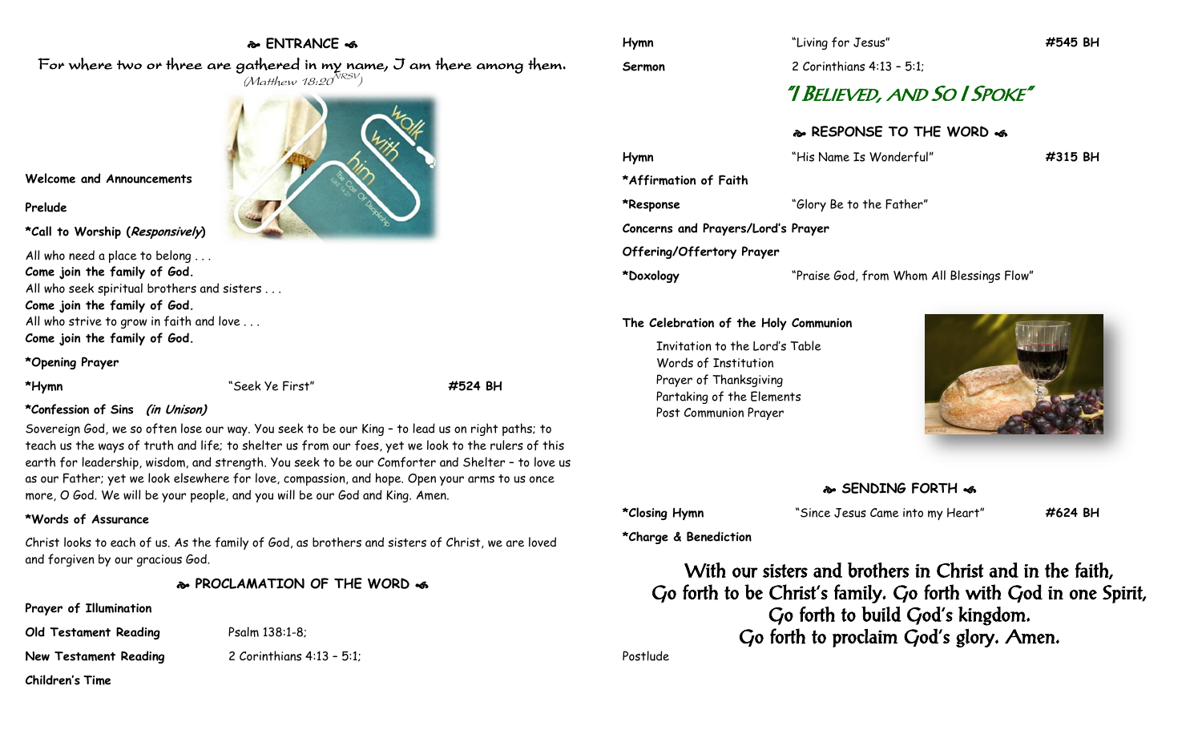## ❧ ENTRANCE ☙

For where two or three are gathered in my name, I am there among them.
*(Matthew 18:20 NRSV)*

**Welcome and Announcements**

**Prelude**

***Call to Worship (*Responsively*)**

All who need a place to belong . . .
**Come join the family of God.**
All who seek spiritual brothers and sisters . . .
**Come join the family of God.**
All who strive to grow in faith and love . . .
**Come join the family of God.**

***Opening Prayer**

**\*Hymn** "Seek Ye First" **#524 BH**

***Confession of Sins (*in Unison*)**

Sovereign God, we so often lose our way. You seek to be our King – to lead us on right paths; to teach us the ways of truth and life; to shelter us from our foes, yet we look to the rulers of this earth for leadership, wisdom, and strength. You seek to be our Comforter and Shelter – to love us as our Father; yet we look elsewhere for love, compassion, and hope. Open your arms to us once more, O God. We will be your people, and you will be our God and King. Amen.

***Words of Assurance**

Christ looks to each of us. As the family of God, as brothers and sisters of Christ, we are loved and forgiven by our gracious God.

## ❧ PROCLAMATION OF THE WORD ☙

**Prayer of Illumination**

**Old Testament Reading** Psalm 138:1-8;

**New Testament Reading** 2 Corinthians 4:13 – 5:1;

**Children's Time**

**Hymn** "Living for Jesus" **#545 BH**

**Sermon** 2 Corinthians 4:13 – 5:1;

### "I BELIEVED, AND SO I SPOKE"

## ❧ RESPONSE TO THE WORD ☙

**Hymn** "His Name Is Wonderful" **#315 BH**

***Affirmation of Faith**

**\*Response** "Glory Be to the Father"

**Concerns and Prayers/Lord's Prayer**

**Offering/Offertory Prayer**

**\*Doxology** "Praise God, from Whom All Blessings Flow"

**The Celebration of the Holy Communion**

Invitation to the Lord's Table
Words of Institution
Prayer of Thanksgiving
Partaking of the Elements
Post Communion Prayer

## ❧ SENDING FORTH ☙

**\*Closing Hymn** "Since Jesus Came into my Heart" **#624 BH**

***Charge & Benediction**

With our sisters and brothers in Christ and in the faith,
Go forth to be Christ's family. Go forth with God in one Spirit,
Go forth to build God's kingdom.
Go forth to proclaim God's glory. Amen.

Postlude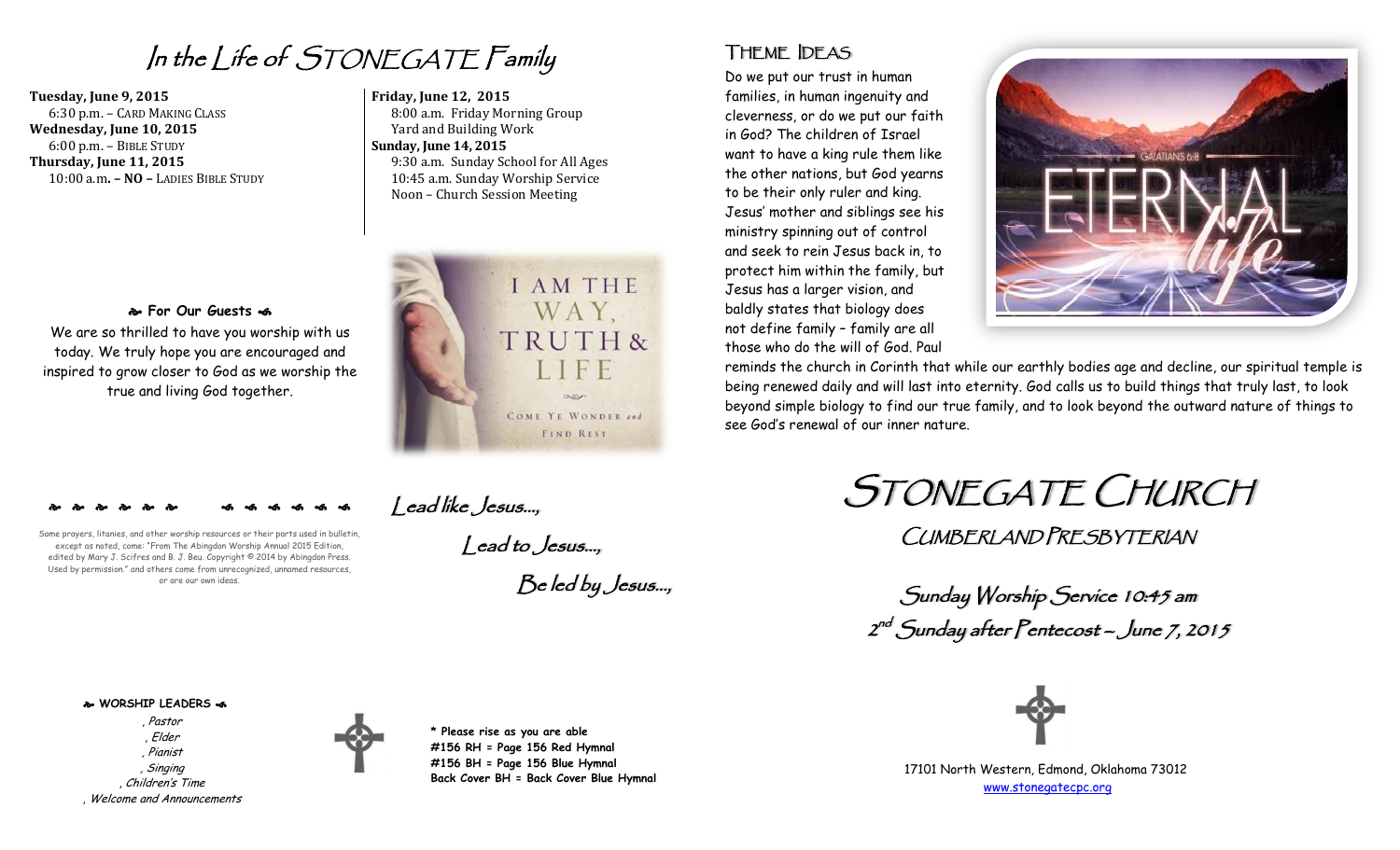# In the Life of STONEGATE Family

**Tuesday, June 9, 2015**
6:30 p.m. – CARD MAKING CLASS

**Wednesday, June 10, 2015**
6:00 p.m. – BIBLE STUDY

**Thursday, June 11, 2015**
10:00 a.m. – **NO** – LADIES BIBLE STUDY

**Friday, June 12, 2015**
8:00 a.m. Friday Morning Group
Yard and Building Work

**Sunday, June 14, 2015**
9:30 a.m. Sunday School for All Ages
10:45 a.m. Sunday Worship Service
Noon – Church Session Meeting

**For Our Guests**

We are so thrilled to have you worship with us today. We truly hope you are encouraged and inspired to grow closer to God as we worship the true and living God together.

I AM THE WAY, TRUTH & LIFE

COME YE WONDER and FIND REST

Some prayers, litanies, and other worship resources or their parts used in bulletin, except as noted, come: "From The Abingdon Worship Annual 2015 Edition, edited by Mary J. Scifres and B. J. Beu. Copyright © 2014 by Abingdon Press. Used by permission." and others come from unrecognized, unnamed resources, or are our own ideas.

Lead like Jesus…,

Lead to Jesus…,

Be led by Jesus…,

**WORSHIP LEADERS**

, Pastor
, Elder
, Pianist
, Singing
, Children's Time
, Welcome and Announcements

**\* Please rise as you are able**
**#156 RH = Page 156 Red Hymnal**
**#156 BH = Page 156 Blue Hymnal**
**Back Cover BH = Back Cover Blue Hymnal**

## THEME IDEAS

Do we put our trust in human families, in human ingenuity and cleverness, or do we put our faith in God? The children of Israel want to have a king rule them like the other nations, but God yearns to be their only ruler and king. Jesus' mother and siblings see his ministry spinning out of control and seek to rein Jesus back in, to protect him within the family, but Jesus has a larger vision, and baldly states that biology does not define family – family are all those who do the will of God. Paul reminds the church in Corinth that while our earthly bodies age and decline, our spiritual temple is being renewed daily and will last into eternity. God calls us to build things that truly last, to look beyond simple biology to find our true family, and to look beyond the outward nature of things to see God's renewal of our inner nature.

GALATIANS 6:8

ETERNAL life

# STONEGATE CHURCH

## CUMBERLAND PRESBYTERIAN

Sunday Worship Service 10:45 am

2nd Sunday after Pentecost – June 7, 2015

17101 North Western, Edmond, Oklahoma 73012
www.stonegatecpc.org